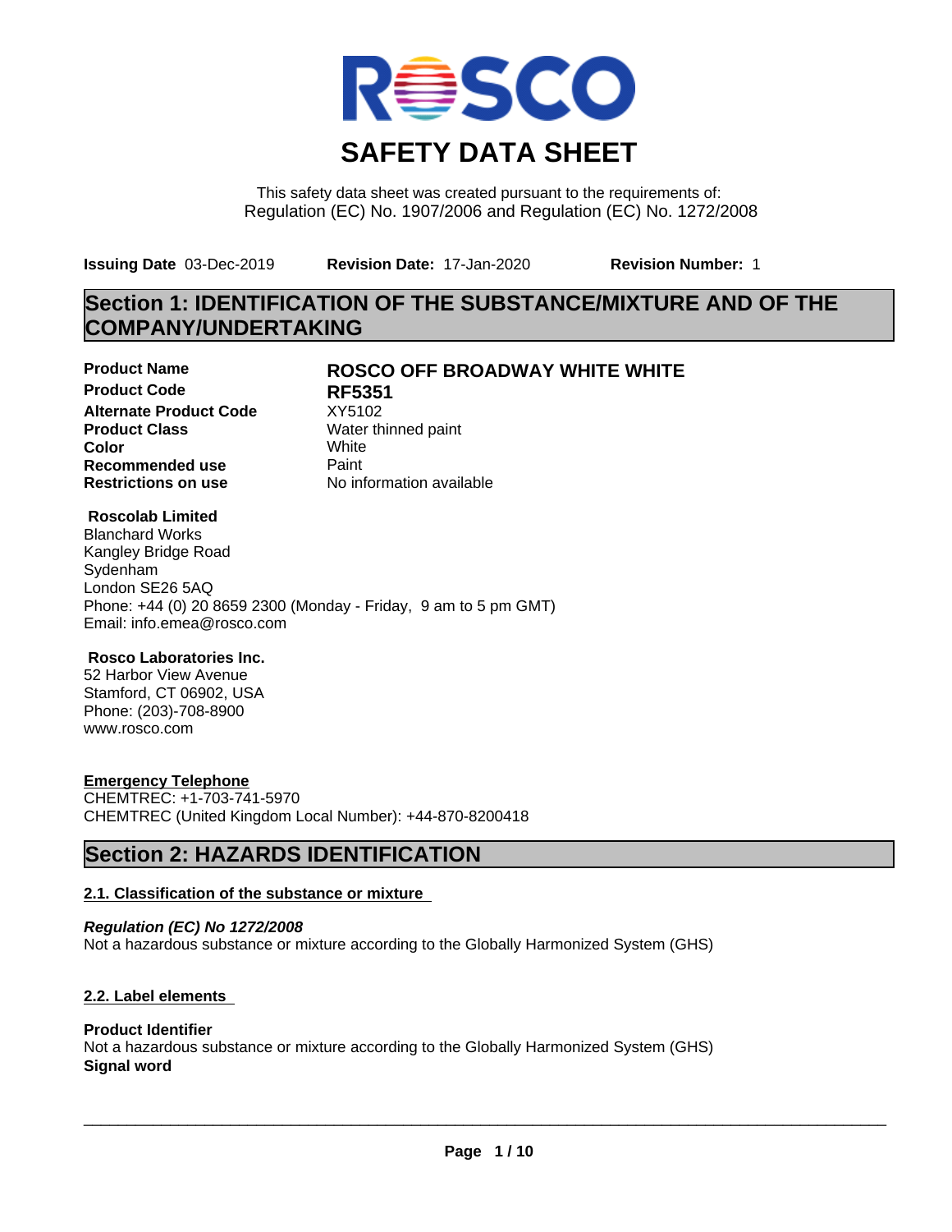# SAFETY DATA SHEET

This safety data sheet was created pursuant to the requirements of:
Regulation (EC) No. 1907/2006 and Regulation (EC) No. 1272/2008

**Issuing Date** 03-Dec-2019 **Revision Date:** 17-Jan-2020 **Revision Number:** 1

## Section 1: IDENTIFICATION OF THE SUBSTANCE/MIXTURE AND OF THE COMPANY/UNDERTAKING

| | |
|---|---|
| **Product Name** | **ROSCO OFF BROADWAY WHITE WHITE** |
| **Product Code** | **RF5351** |
| **Alternate Product Code** | XY5102 |
| **Product Class** | Water thinned paint |
| **Color** | White |
| **Recommended use** | Paint |
| **Restrictions on use** | No information available |

**Roscolab Limited**
Blanchard Works
Kangley Bridge Road
Sydenham
London SE26 5AQ
Phone: +44 (0) 20 8659 2300 (Monday - Friday, 9 am to 5 pm GMT)
Email: info.emea@rosco.com

**Rosco Laboratories Inc.**
52 Harbor View Avenue
Stamford, CT 06902, USA
Phone: (203)-708-8900
www.rosco.com

**Emergency Telephone**
CHEMTREC: +1-703-741-5970
CHEMTREC (United Kingdom Local Number): +44-870-8200418

## Section 2: HAZARDS IDENTIFICATION

### 2.1. Classification of the substance or mixture

***Regulation (EC) No 1272/2008***
Not a hazardous substance or mixture according to the Globally Harmonized System (GHS)

### 2.2. Label elements

**Product Identifier**
Not a hazardous substance or mixture according to the Globally Harmonized System (GHS)
**Signal word**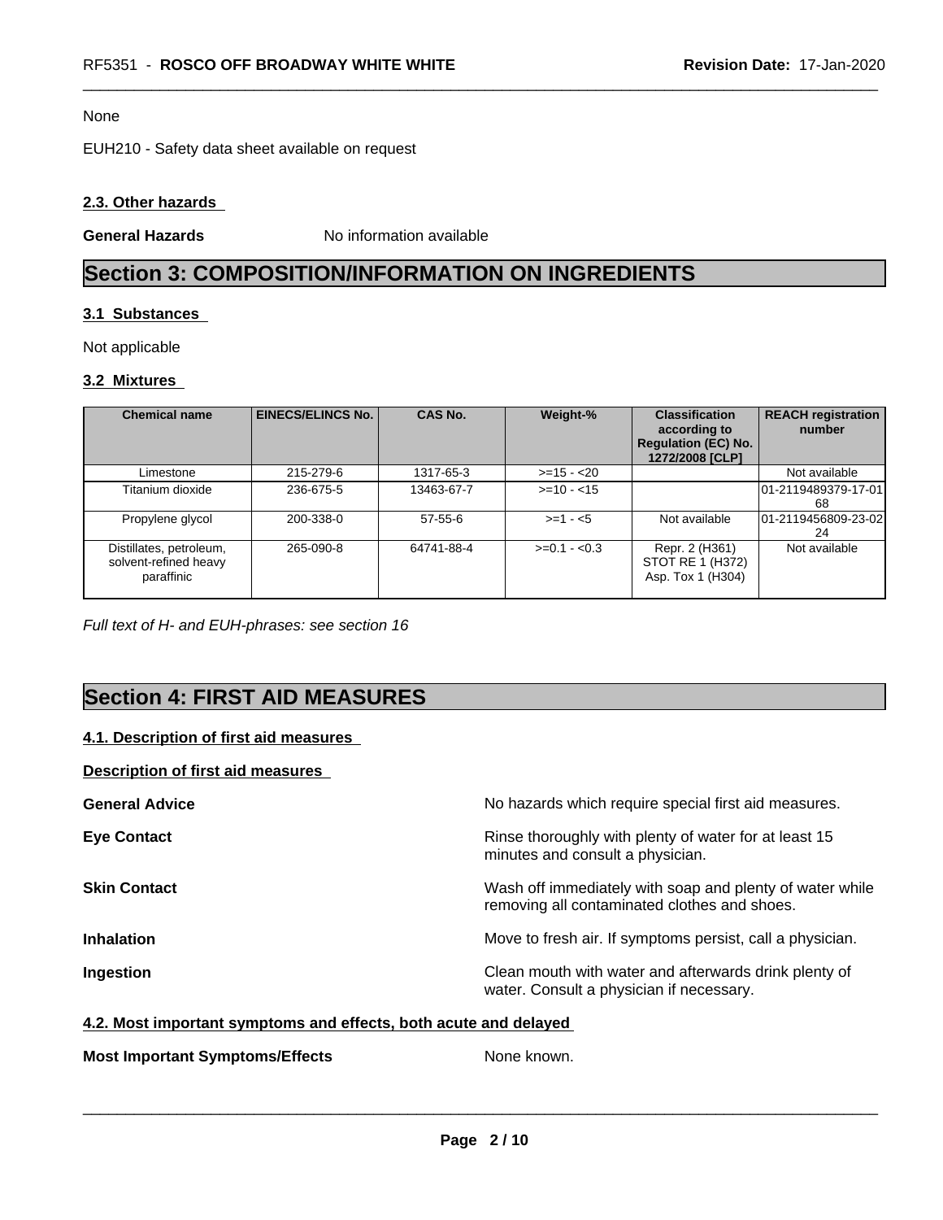None

EUH210 - Safety data sheet available on request

### 2.3. Other hazards

**General Hazards** No information available

# Section 3: COMPOSITION/INFORMATION ON INGREDIENTS

### 3.1 Substances

Not applicable

### 3.2 Mixtures

| Chemical name | EINECS/ELINCS No. | CAS No. | Weight-% | Classification according to Regulation (EC) No. 1272/2008 [CLP] | REACH registration number |
|---|---|---|---|---|---|
| Limestone | 215-279-6 | 1317-65-3 | >=15 - <20 | | Not available |
| Titanium dioxide | 236-675-5 | 13463-67-7 | >=10 - <15 | | 01-2119489379-17-0168 |
| Propylene glycol | 200-338-0 | 57-55-6 | >=1 - <5 | Not available | 01-2119456809-23-0224 |
| Distillates, petroleum, solvent-refined heavy paraffinic | 265-090-8 | 64741-88-4 | >=0.1 - <0.3 | Repr. 2 (H361) STOT RE 1 (H372) Asp. Tox 1 (H304) | Not available |

*Full text of H- and EUH-phrases: see section 16*

# Section 4: FIRST AID MEASURES

### 4.1. Description of first aid measures

**Description of first aid measures**

**General Advice** No hazards which require special first aid measures.

**Eye Contact** Rinse thoroughly with plenty of water for at least 15 minutes and consult a physician.

**Skin Contact** Wash off immediately with soap and plenty of water while removing all contaminated clothes and shoes.

**Inhalation** Move to fresh air. If symptoms persist, call a physician.

**Ingestion** Clean mouth with water and afterwards drink plenty of water. Consult a physician if necessary.

### 4.2. Most important symptoms and effects, both acute and delayed

**Most Important Symptoms/Effects** None known.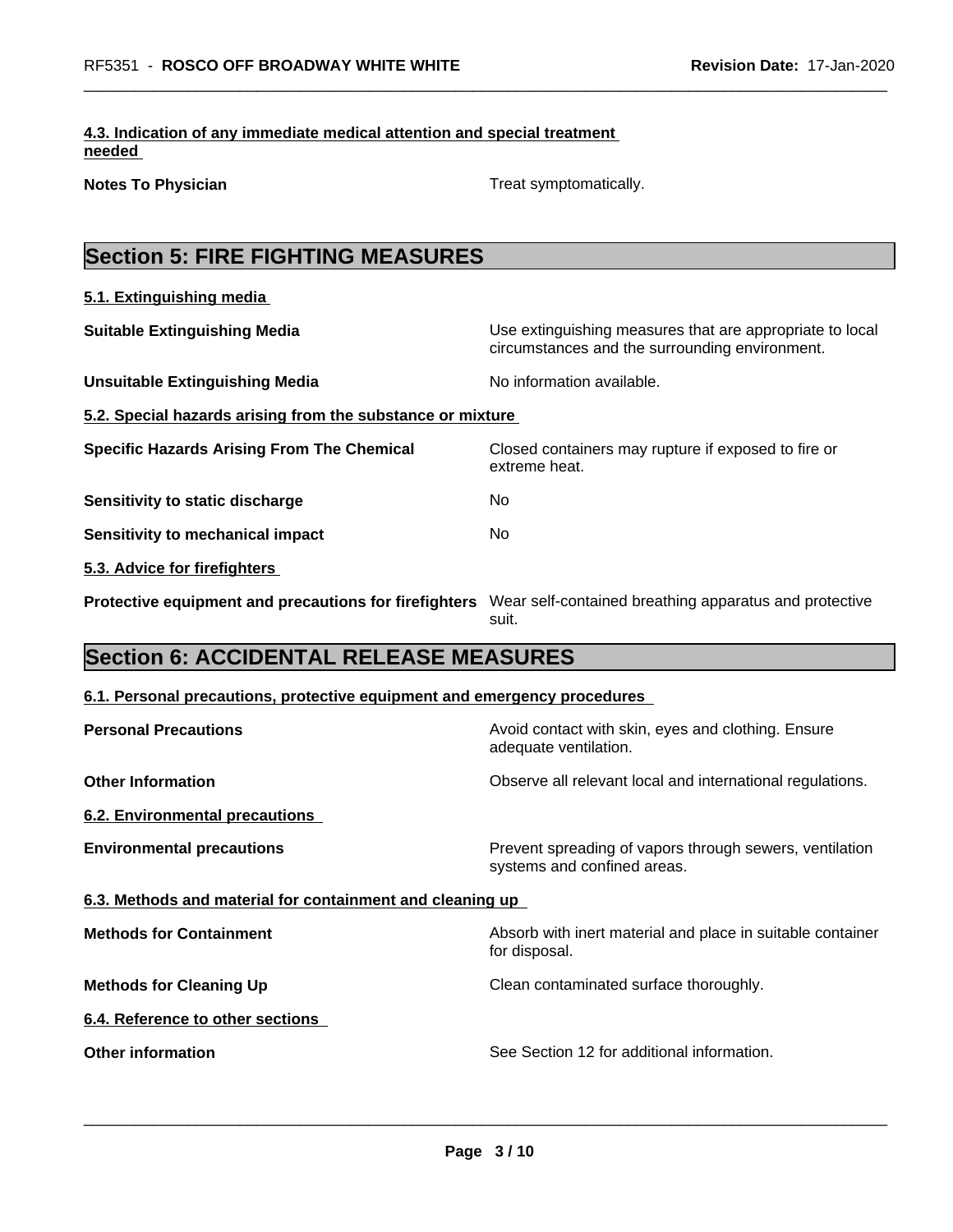#### 4.3. Indication of any immediate medical attention and special treatment needed

**Notes To Physician** Treat symptomatically.

## Section 5: FIRE FIGHTING MEASURES

#### 5.1. Extinguishing media

**Suitable Extinguishing Media** Use extinguishing measures that are appropriate to local circumstances and the surrounding environment.

**Unsuitable Extinguishing Media** No information available.

#### 5.2. Special hazards arising from the substance or mixture

**Specific Hazards Arising From The Chemical** Closed containers may rupture if exposed to fire or extreme heat.

**Sensitivity to static discharge** No

**Sensitivity to mechanical impact** No

#### 5.3. Advice for firefighters

**Protective equipment and precautions for firefighters** Wear self-contained breathing apparatus and protective suit.

## Section 6: ACCIDENTAL RELEASE MEASURES

#### 6.1. Personal precautions, protective equipment and emergency procedures

**Personal Precautions** Avoid contact with skin, eyes and clothing. Ensure adequate ventilation.

**Other Information** Observe all relevant local and international regulations.

#### 6.2. Environmental precautions

**Environmental precautions** Prevent spreading of vapors through sewers, ventilation systems and confined areas.

#### 6.3. Methods and material for containment and cleaning up

**Methods for Containment** Absorb with inert material and place in suitable container for disposal.

**Methods for Cleaning Up** Clean contaminated surface thoroughly.

#### 6.4. Reference to other sections

**Other information** See Section 12 for additional information.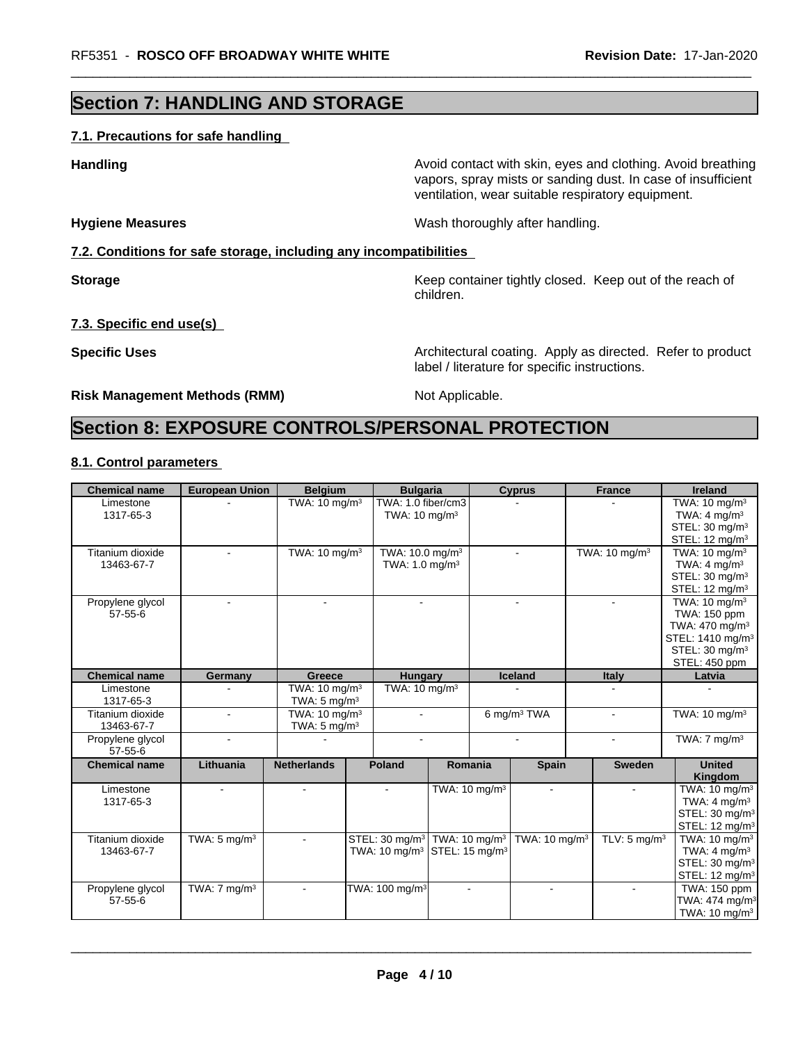## Section 7: HANDLING AND STORAGE

### 7.1. Precautions for safe handling

**Handling** Avoid contact with skin, eyes and clothing. Avoid breathing vapors, spray mists or sanding dust. In case of insufficient ventilation, wear suitable respiratory equipment.

**Hygiene Measures** Wash thoroughly after handling.

### 7.2. Conditions for safe storage, including any incompatibilities

**Storage** Keep container tightly closed. Keep out of the reach of children.

### 7.3. Specific end use(s)

**Specific Uses** Architectural coating. Apply as directed. Refer to product label / literature for specific instructions.

**Risk Management Methods (RMM)** Not Applicable.

## Section 8: EXPOSURE CONTROLS/PERSONAL PROTECTION

### 8.1. Control parameters

| Chemical name | European Union | Belgium | Bulgaria | Cyprus | France | Ireland |
|---|---|---|---|---|---|---|
| Limestone 1317-65-3 | - | TWA: 10 mg/m³ | TWA: 1.0 fiber/cm3 TWA: 10 mg/m³ | - | - | TWA: 10 mg/m³ TWA: 4 mg/m³ STEL: 30 mg/m³ STEL: 12 mg/m³ |
| Titanium dioxide 13463-67-7 | - | TWA: 10 mg/m³ | TWA: 10.0 mg/m³ TWA: 1.0 mg/m³ | - | TWA: 10 mg/m³ | TWA: 10 mg/m³ TWA: 4 mg/m³ STEL: 30 mg/m³ STEL: 12 mg/m³ |
| Propylene glycol 57-55-6 | - | - | - | - | - | TWA: 10 mg/m³ TWA: 150 ppm TWA: 470 mg/m³ STEL: 1410 mg/m³ STEL: 30 mg/m³ STEL: 450 ppm |

| Chemical name | Germany | Greece | Hungary | Iceland | Italy | Latvia |
|---|---|---|---|---|---|---|
| Limestone 1317-65-3 | - | TWA: 10 mg/m³ TWA: 5 mg/m³ | TWA: 10 mg/m³ | - | - | - |
| Titanium dioxide 13463-67-7 | - | TWA: 10 mg/m³ TWA: 5 mg/m³ | - | 6 mg/m³ TWA | - | TWA: 10 mg/m³ |
| Propylene glycol 57-55-6 | - | - | - | - | - | TWA: 7 mg/m³ |

| Chemical name | Lithuania | Netherlands | Poland | Romania | Spain | Sweden | United Kingdom |
|---|---|---|---|---|---|---|---|
| Limestone 1317-65-3 | - | - | - | TWA: 10 mg/m³ | - | - | TWA: 10 mg/m³ TWA: 4 mg/m³ STEL: 30 mg/m³ STEL: 12 mg/m³ |
| Titanium dioxide 13463-67-7 | TWA: 5 mg/m³ | - | STEL: 30 mg/m³ TWA: 10 mg/m³ | TWA: 10 mg/m³ STEL: 15 mg/m³ | TWA: 10 mg/m³ | TLV: 5 mg/m³ | TWA: 10 mg/m³ TWA: 4 mg/m³ STEL: 30 mg/m³ STEL: 12 mg/m³ |
| Propylene glycol 57-55-6 | TWA: 7 mg/m³ | - | TWA: 100 mg/m³ | - | - | - | TWA: 150 ppm TWA: 474 mg/m³ TWA: 10 mg/m³ |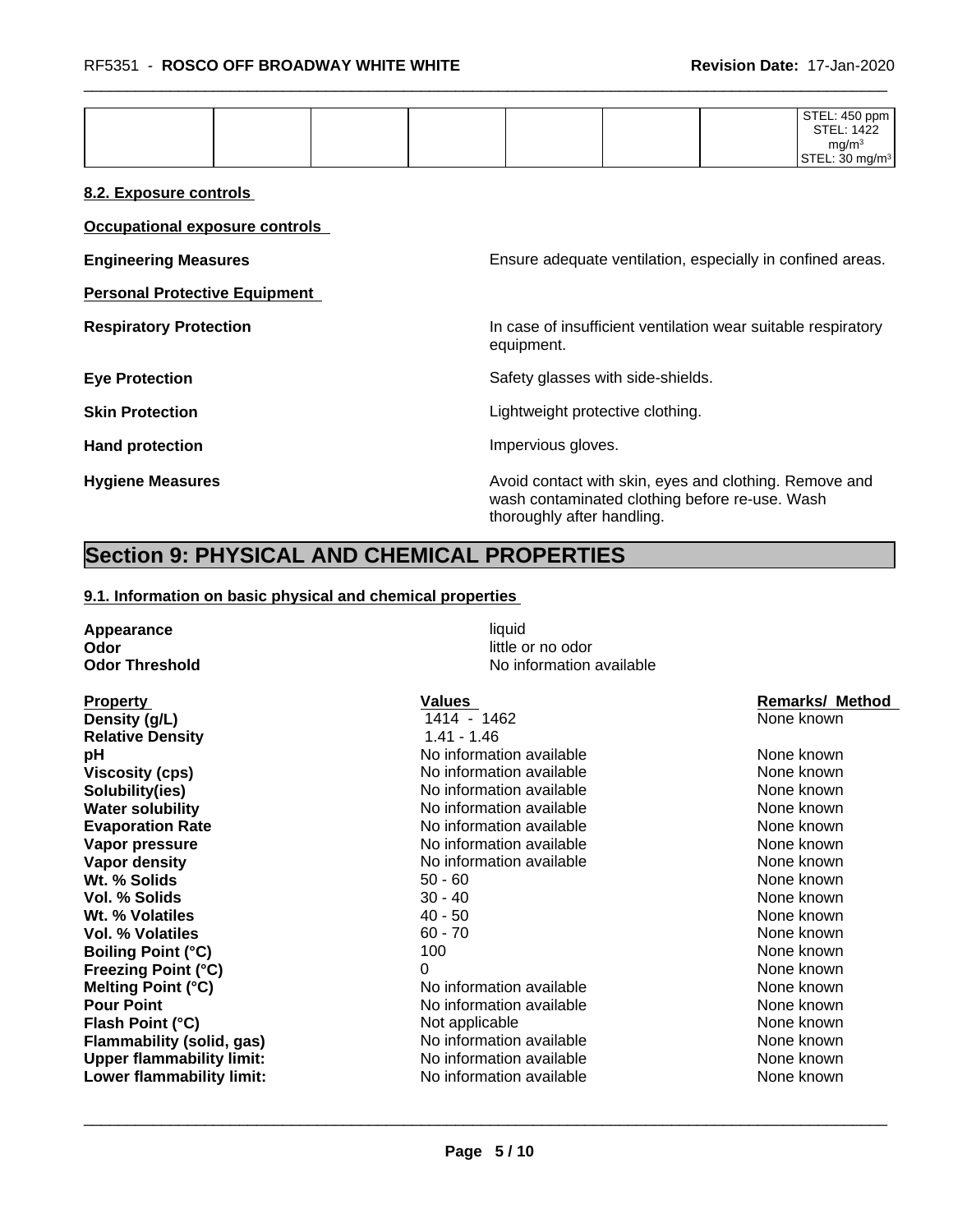| | | | | | | | |
|---|---|---|---|---|---|---|---|
| | | | | | | | STEL: 450 ppm<br>STEL: 1422 mg/m³<br>STEL: 30 mg/m³ |

**8.2. Exposure controls**

**Occupational exposure controls**

**Engineering Measures** Ensure adequate ventilation, especially in confined areas.

**Personal Protective Equipment**

**Respiratory Protection** In case of insufficient ventilation wear suitable respiratory equipment.

**Eye Protection** Safety glasses with side-shields.

**Skin Protection** Lightweight protective clothing.

**Hand protection** Impervious gloves.

**Hygiene Measures** Avoid contact with skin, eyes and clothing. Remove and wash contaminated clothing before re-use. Wash thoroughly after handling.

# Section 9: PHYSICAL AND CHEMICAL PROPERTIES

**9.1. Information on basic physical and chemical properties**

**Appearance** liquid
**Odor** little or no odor
**Odor Threshold** No information available

| Property | Values | Remarks/ Method |
|---|---|---|
| **Density (g/L)** | 1414 - 1462 | None known |
| **Relative Density** | 1.41 - 1.46 | |
| **pH** | No information available | None known |
| **Viscosity (cps)** | No information available | None known |
| **Solubility(ies)** | No information available | None known |
| **Water solubility** | No information available | None known |
| **Evaporation Rate** | No information available | None known |
| **Vapor pressure** | No information available | None known |
| **Vapor density** | No information available | None known |
| **Wt. % Solids** | 50 - 60 | None known |
| **Vol. % Solids** | 30 - 40 | None known |
| **Wt. % Volatiles** | 40 - 50 | None known |
| **Vol. % Volatiles** | 60 - 70 | None known |
| **Boiling Point (°C)** | 100 | None known |
| **Freezing Point (°C)** | 0 | None known |
| **Melting Point (°C)** | No information available | None known |
| **Pour Point** | No information available | None known |
| **Flash Point (°C)** | Not applicable | None known |
| **Flammability (solid, gas)** | No information available | None known |
| **Upper flammability limit:** | No information available | None known |
| **Lower flammability limit:** | No information available | None known |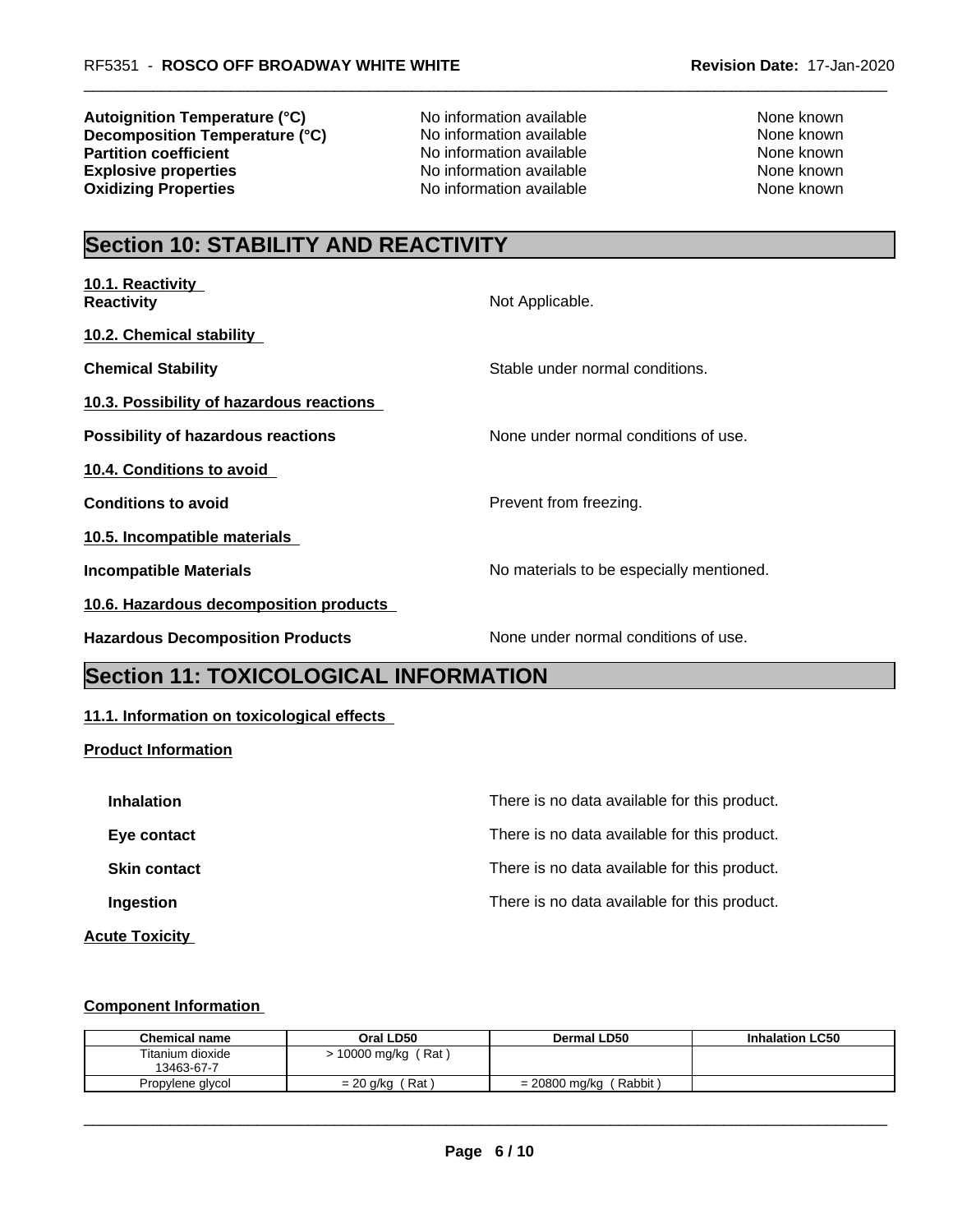| | | |
|---|---|---|
| **Autoignition Temperature (°C)** | No information available | None known |
| **Decomposition Temperature (°C)** | No information available | None known |
| **Partition coefficient** | No information available | None known |
| **Explosive properties** | No information available | None known |
| **Oxidizing Properties** | No information available | None known |

## Section 10: STABILITY AND REACTIVITY

**10.1. Reactivity**

**Reactivity** Not Applicable.

**10.2. Chemical stability**

**Chemical Stability** Stable under normal conditions.

**10.3. Possibility of hazardous reactions**

**Possibility of hazardous reactions** None under normal conditions of use.

**10.4. Conditions to avoid**

**Conditions to avoid** Prevent from freezing.

**10.5. Incompatible materials**

**Incompatible Materials** No materials to be especially mentioned.

**10.6. Hazardous decomposition products**

**Hazardous Decomposition Products** None under normal conditions of use.

## Section 11: TOXICOLOGICAL INFORMATION

**11.1. Information on toxicological effects**

**Product Information**

**Inhalation** There is no data available for this product.

**Eye contact** There is no data available for this product.

**Skin contact** There is no data available for this product.

**Ingestion** There is no data available for this product.

**Acute Toxicity**

**Component Information**

| Chemical name | Oral LD50 | Dermal LD50 | Inhalation LC50 |
|---|---|---|---|
| Titanium dioxide 13463-67-7 | > 10000 mg/kg ( Rat ) | | |
| Propylene glycol | = 20 g/kg ( Rat ) | = 20800 mg/kg ( Rabbit ) | |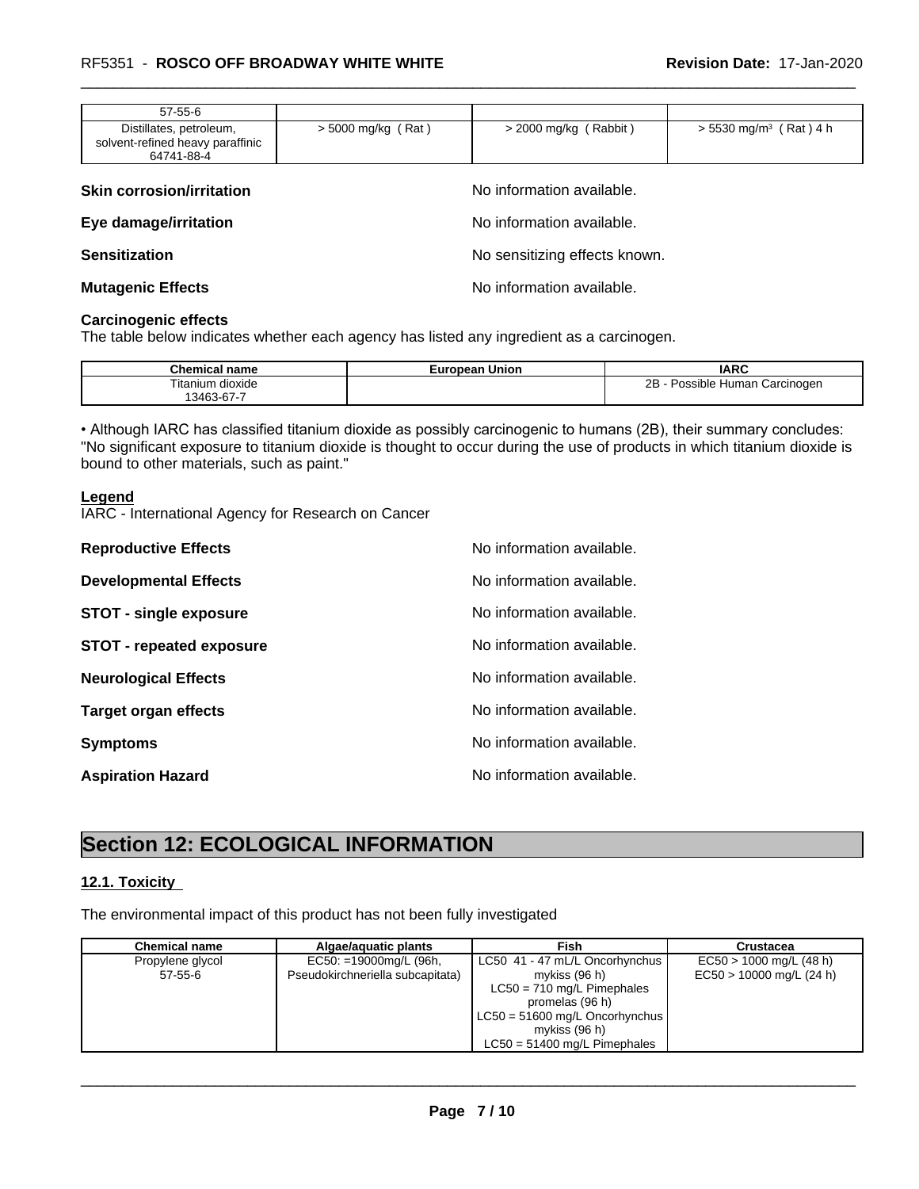| | | | |
|---|---|---|---|
| 57-55-6 | | | |
| Distillates, petroleum, solvent-refined heavy paraffinic 64741-88-4 | > 5000 mg/kg ( Rat ) | > 2000 mg/kg ( Rabbit ) | > 5530 mg/m³ ( Rat ) 4 h |

**Skin corrosion/irritation** No information available.

**Eye damage/irritation** No information available.

**Sensitization** No sensitizing effects known.

**Mutagenic Effects** No information available.

**Carcinogenic effects**

The table below indicates whether each agency has listed any ingredient as a carcinogen.

| Chemical name | European Union | IARC |
|---|---|---|
| Titanium dioxide 13463-67-7 | | 2B - Possible Human Carcinogen |

• Although IARC has classified titanium dioxide as possibly carcinogenic to humans (2B), their summary concludes: "No significant exposure to titanium dioxide is thought to occur during the use of products in which titanium dioxide is bound to other materials, such as paint."

**Legend**

IARC - International Agency for Research on Cancer

**Reproductive Effects** No information available.

**Developmental Effects** No information available.

**STOT - single exposure** No information available.

**STOT - repeated exposure** No information available.

**Neurological Effects** No information available.

**Target organ effects** No information available.

**Symptoms** No information available.

**Aspiration Hazard** No information available.

# Section 12: ECOLOGICAL INFORMATION

## 12.1. Toxicity

The environmental impact of this product has not been fully investigated

| Chemical name | Algae/aquatic plants | Fish | Crustacea |
|---|---|---|---|
| Propylene glycol 57-55-6 | EC50: =19000mg/L (96h, Pseudokirchneriella subcapitata) | LC50 41 - 47 mL/L Oncorhynchus mykiss (96 h) LC50 = 710 mg/L Pimephales promelas (96 h) LC50 = 51600 mg/L Oncorhynchus mykiss (96 h) LC50 = 51400 mg/L Pimephales | EC50 > 1000 mg/L (48 h) EC50 > 10000 mg/L (24 h) |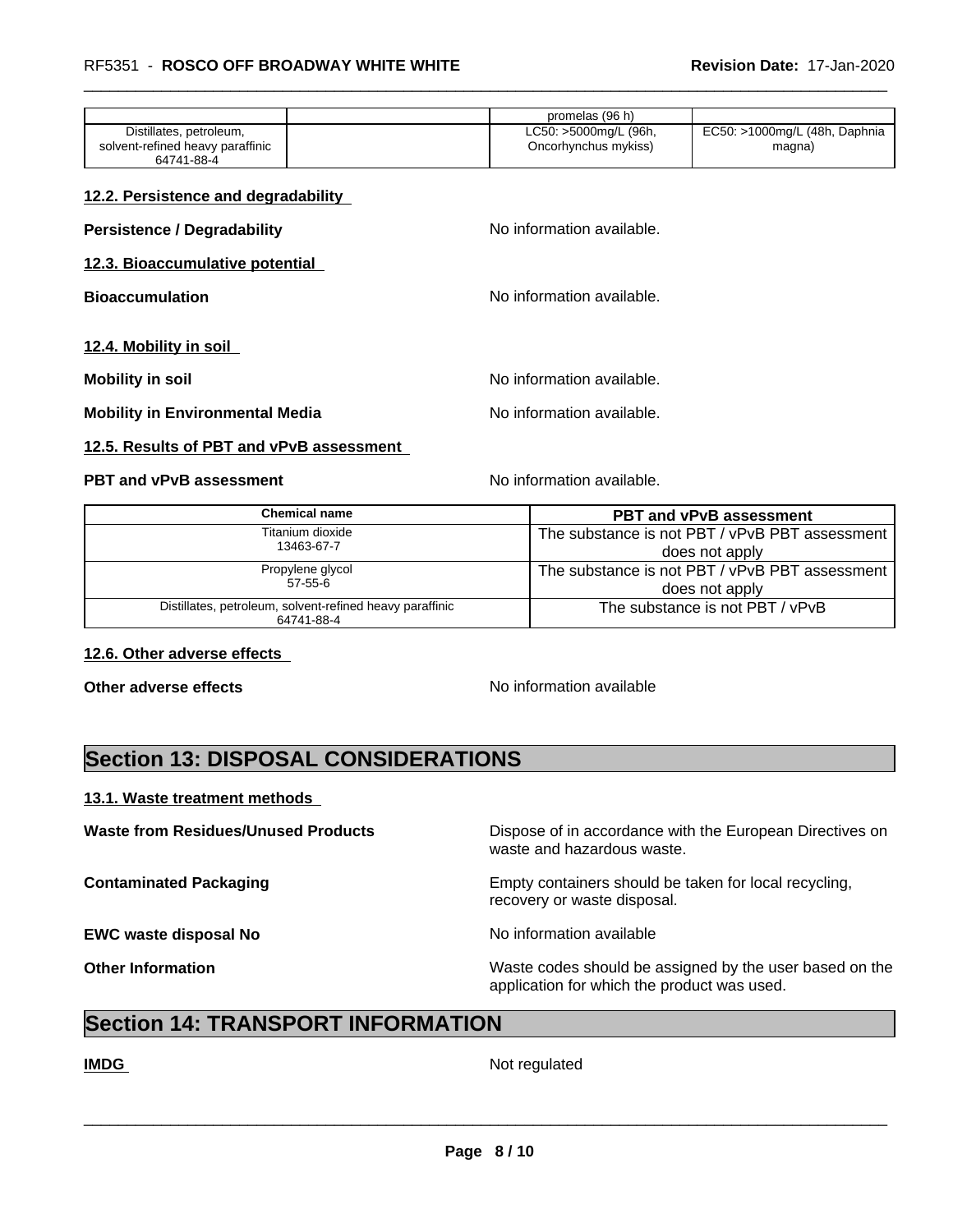| | | | |
|---|---|---|---|
| | | promelas (96 h) | |
| Distillates, petroleum, solvent-refined heavy paraffinic 64741-88-4 | | LC50: >5000mg/L (96h, Oncorhynchus mykiss) | EC50: >1000mg/L (48h, Daphnia magna) |

### 12.2. Persistence and degradability

**Persistence / Degradability** No information available.

### 12.3. Bioaccumulative potential

**Bioaccumulation** No information available.

### 12.4. Mobility in soil

**Mobility in soil** No information available.

**Mobility in Environmental Media** No information available.

### 12.5. Results of PBT and vPvB assessment

**PBT and vPvB assessment** No information available.

| Chemical name | PBT and vPvB assessment |
|---|---|
| Titanium dioxide 13463-67-7 | The substance is not PBT / vPvB PBT assessment does not apply |
| Propylene glycol 57-55-6 | The substance is not PBT / vPvB PBT assessment does not apply |
| Distillates, petroleum, solvent-refined heavy paraffinic 64741-88-4 | The substance is not PBT / vPvB |

### 12.6. Other adverse effects

**Other adverse effects** No information available

## Section 13: DISPOSAL CONSIDERATIONS

### 13.1. Waste treatment methods

**Waste from Residues/Unused Products** Dispose of in accordance with the European Directives on waste and hazardous waste.

**Contaminated Packaging** Empty containers should be taken for local recycling, recovery or waste disposal.

**EWC waste disposal No** No information available

**Other Information** Waste codes should be assigned by the user based on the application for which the product was used.

## Section 14: TRANSPORT INFORMATION

**IMDG** Not regulated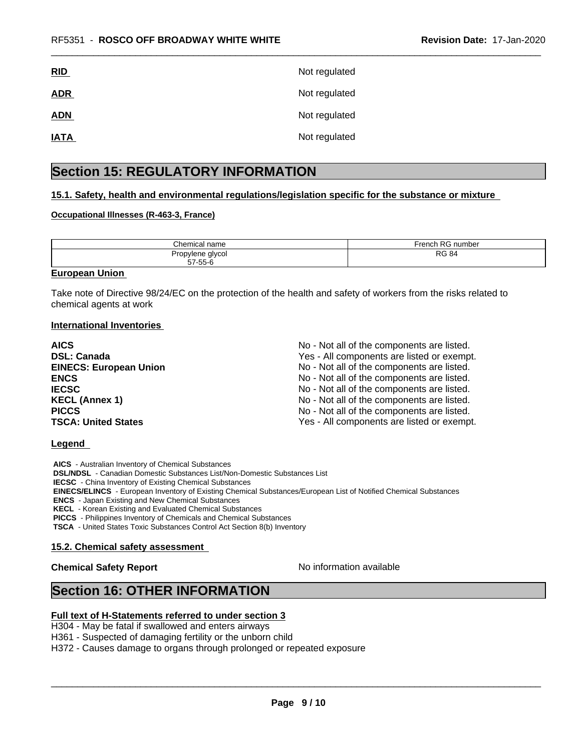**RID** Not regulated

**ADR** Not regulated

**ADN** Not regulated

**IATA** Not regulated

# Section 15: REGULATORY INFORMATION

## 15.1. Safety, health and environmental regulations/legislation specific for the substance or mixture

**Occupational Illnesses (R-463-3, France)**

| Chemical name | French RG number |
|---|---|
| Propylene glycol<br>57-55-6 | RG 84 |

**European Union**

Take note of Directive 98/24/EC on the protection of the health and safety of workers from the risks related to chemical agents at work

**International Inventories**

| | |
|---|---|
| **AICS** | No - Not all of the components are listed. |
| **DSL: Canada** | Yes - All components are listed or exempt. |
| **EINECS: European Union** | No - Not all of the components are listed. |
| **ENCS** | No - Not all of the components are listed. |
| **IECSC** | No - Not all of the components are listed. |
| **KECL (Annex 1)** | No - Not all of the components are listed. |
| **PICCS** | No - Not all of the components are listed. |
| **TSCA: United States** | Yes - All components are listed or exempt. |

**Legend**

**AICS** - Australian Inventory of Chemical Substances
**DSL/NDSL** - Canadian Domestic Substances List/Non-Domestic Substances List
**IECSC** - China Inventory of Existing Chemical Substances
**EINECS/ELINCS** - European Inventory of Existing Chemical Substances/European List of Notified Chemical Substances
**ENCS** - Japan Existing and New Chemical Substances
**KECL** - Korean Existing and Evaluated Chemical Substances
**PICCS** - Philippines Inventory of Chemicals and Chemical Substances
**TSCA** - United States Toxic Substances Control Act Section 8(b) Inventory

## 15.2. Chemical safety assessment

**Chemical Safety Report** No information available

# Section 16: OTHER INFORMATION

**Full text of H-Statements referred to under section 3**

H304 - May be fatal if swallowed and enters airways
H361 - Suspected of damaging fertility or the unborn child
H372 - Causes damage to organs through prolonged or repeated exposure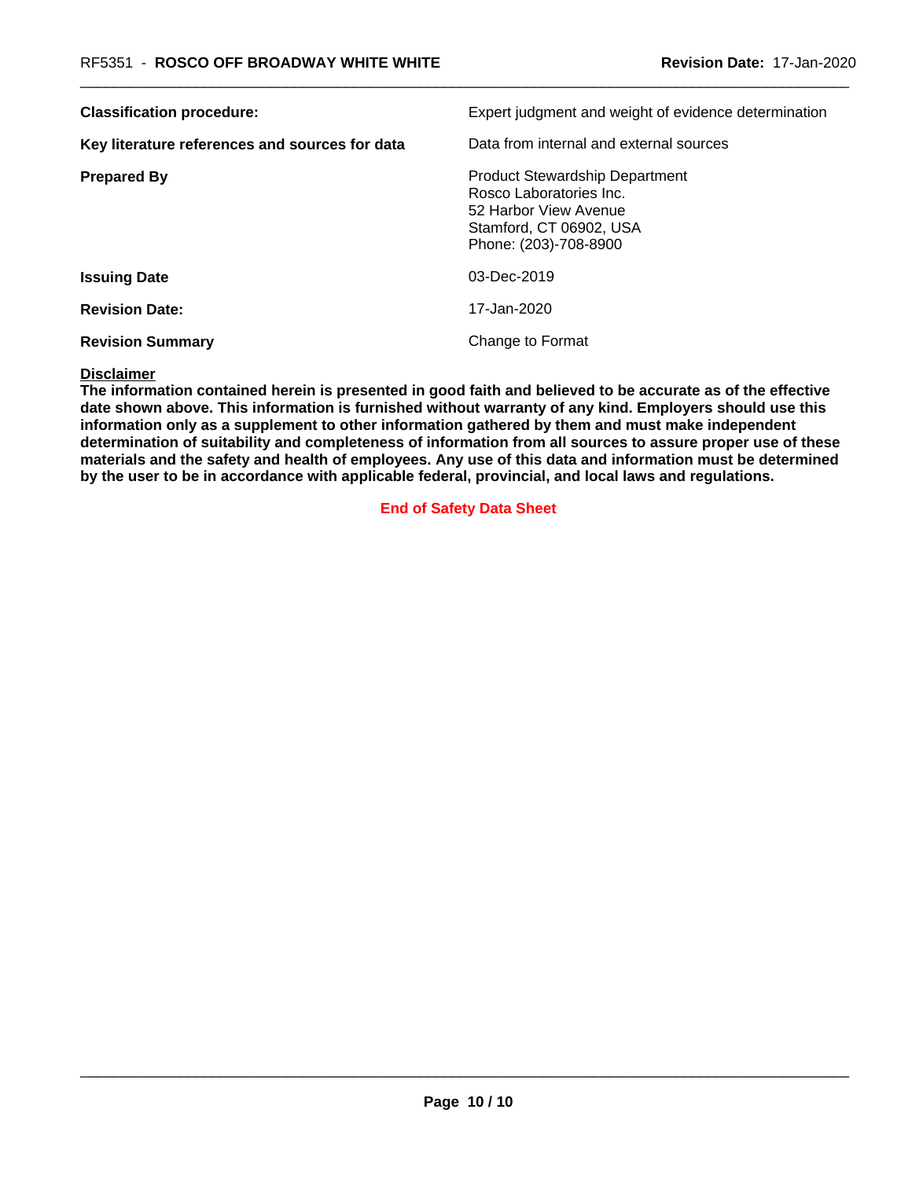| | |
|---|---|
| **Classification procedure:** | Expert judgment and weight of evidence determination |
| **Key literature references and sources for data** | Data from internal and external sources |
| **Prepared By** | Product Stewardship Department<br>Rosco Laboratories Inc.<br>52 Harbor View Avenue<br>Stamford, CT 06902, USA<br>Phone: (203)-708-8900 |
| **Issuing Date** | 03-Dec-2019 |
| **Revision Date:** | 17-Jan-2020 |
| **Revision Summary** | Change to Format |

**Disclaimer**

**The information contained herein is presented in good faith and believed to be accurate as of the effective date shown above. This information is furnished without warranty of any kind. Employers should use this information only as a supplement to other information gathered by them and must make independent determination of suitability and completeness of information from all sources to assure proper use of these materials and the safety and health of employees. Any use of this data and information must be determined by the user to be in accordance with applicable federal, provincial, and local laws and regulations.**

**End of Safety Data Sheet**